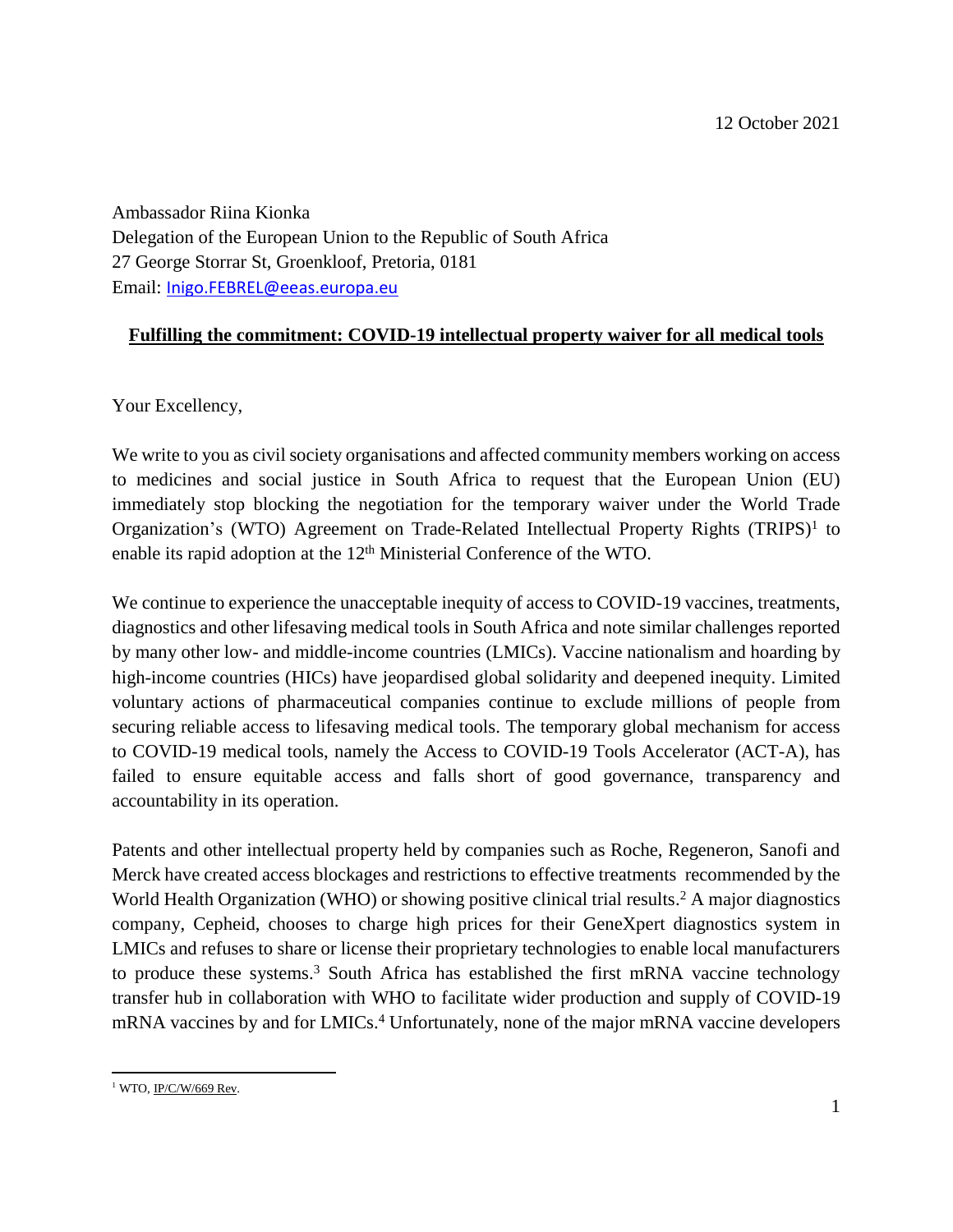12 October 2021

Ambassador Riina Kionka
Delegation of the European Union to the Republic of South Africa
27 George Storrar St, Groenkloof, Pretoria, 0181
Email: Inigo.FEBREL@eeas.europa.eu

**Fulfilling the commitment: COVID-19 intellectual property waiver for all medical tools**

Your Excellency,

We write to you as civil society organisations and affected community members working on access to medicines and social justice in South Africa to request that the European Union (EU) immediately stop blocking the negotiation for the temporary waiver under the World Trade Organization's (WTO) Agreement on Trade-Related Intellectual Property Rights (TRIPS)[1] to enable its rapid adoption at the 12th Ministerial Conference of the WTO.

We continue to experience the unacceptable inequity of access to COVID-19 vaccines, treatments, diagnostics and other lifesaving medical tools in South Africa and note similar challenges reported by many other low- and middle-income countries (LMICs). Vaccine nationalism and hoarding by high-income countries (HICs) have jeopardised global solidarity and deepened inequity. Limited voluntary actions of pharmaceutical companies continue to exclude millions of people from securing reliable access to lifesaving medical tools. The temporary global mechanism for access to COVID-19 medical tools, namely the Access to COVID-19 Tools Accelerator (ACT-A), has failed to ensure equitable access and falls short of good governance, transparency and accountability in its operation.

Patents and other intellectual property held by companies such as Roche, Regeneron, Sanofi and Merck have created access blockages and restrictions to effective treatments recommended by the World Health Organization (WHO) or showing positive clinical trial results.[2] A major diagnostics company, Cepheid, chooses to charge high prices for their GeneXpert diagnostics system in LMICs and refuses to share or license their proprietary technologies to enable local manufacturers to produce these systems.[3] South Africa has established the first mRNA vaccine technology transfer hub in collaboration with WHO to facilitate wider production and supply of COVID-19 mRNA vaccines by and for LMICs.[4] Unfortunately, none of the major mRNA vaccine developers

[1] WTO, IP/C/W/669 Rev.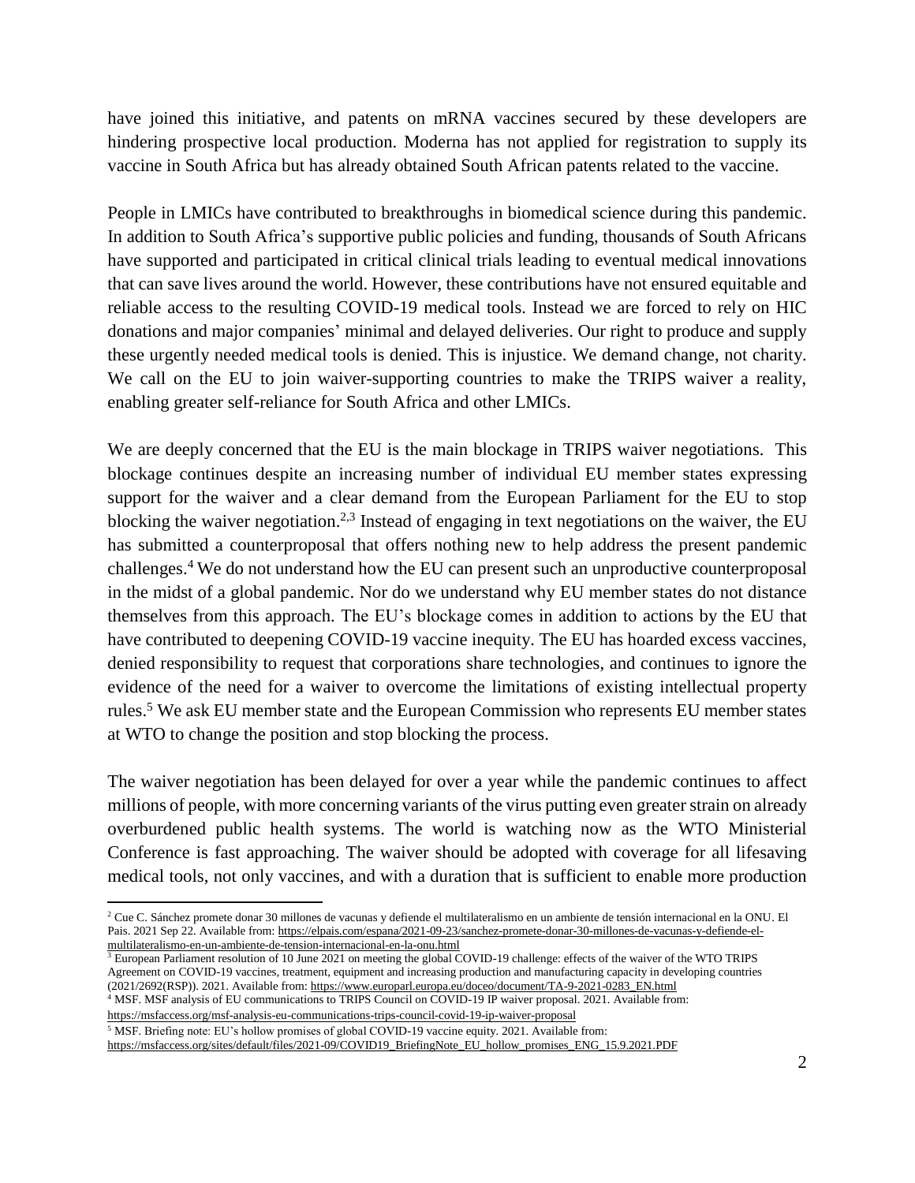have joined this initiative, and patents on mRNA vaccines secured by these developers are hindering prospective local production. Moderna has not applied for registration to supply its vaccine in South Africa but has already obtained South African patents related to the vaccine.

People in LMICs have contributed to breakthroughs in biomedical science during this pandemic. In addition to South Africa's supportive public policies and funding, thousands of South Africans have supported and participated in critical clinical trials leading to eventual medical innovations that can save lives around the world. However, these contributions have not ensured equitable and reliable access to the resulting COVID-19 medical tools. Instead we are forced to rely on HIC donations and major companies' minimal and delayed deliveries. Our right to produce and supply these urgently needed medical tools is denied. This is injustice. We demand change, not charity. We call on the EU to join waiver-supporting countries to make the TRIPS waiver a reality, enabling greater self-reliance for South Africa and other LMICs.

We are deeply concerned that the EU is the main blockage in TRIPS waiver negotiations. This blockage continues despite an increasing number of individual EU member states expressing support for the waiver and a clear demand from the European Parliament for the EU to stop blocking the waiver negotiation.[2,3] Instead of engaging in text negotiations on the waiver, the EU has submitted a counterproposal that offers nothing new to help address the present pandemic challenges.[4] We do not understand how the EU can present such an unproductive counterproposal in the midst of a global pandemic. Nor do we understand why EU member states do not distance themselves from this approach. The EU's blockage comes in addition to actions by the EU that have contributed to deepening COVID-19 vaccine inequity. The EU has hoarded excess vaccines, denied responsibility to request that corporations share technologies, and continues to ignore the evidence of the need for a waiver to overcome the limitations of existing intellectual property rules.[5] We ask EU member state and the European Commission who represents EU member states at WTO to change the position and stop blocking the process.

The waiver negotiation has been delayed for over a year while the pandemic continues to affect millions of people, with more concerning variants of the virus putting even greater strain on already overburdened public health systems. The world is watching now as the WTO Ministerial Conference is fast approaching. The waiver should be adopted with coverage for all lifesaving medical tools, not only vaccines, and with a duration that is sufficient to enable more production

---

[2] Cue C. Sánchez promete donar 30 millones de vacunas y defiende el multilateralismo en un ambiente de tensión internacional en la ONU. El Pais. 2021 Sep 22. Available from: https://elpais.com/espana/2021-09-23/sanchez-promete-donar-30-millones-de-vacunas-y-defiende-el-multilateralismo-en-un-ambiente-de-tension-internacional-en-la-onu.html

[3] European Parliament resolution of 10 June 2021 on meeting the global COVID-19 challenge: effects of the waiver of the WTO TRIPS Agreement on COVID-19 vaccines, treatment, equipment and increasing production and manufacturing capacity in developing countries (2021/2692(RSP)). 2021. Available from: https://www.europarl.europa.eu/doceo/document/TA-9-2021-0283_EN.html

[4] MSF. MSF analysis of EU communications to TRIPS Council on COVID-19 IP waiver proposal. 2021. Available from: https://msfaccess.org/msf-analysis-eu-communications-trips-council-covid-19-ip-waiver-proposal

[5] MSF. Briefing note: EU's hollow promises of global COVID-19 vaccine equity. 2021. Available from: https://msfaccess.org/sites/default/files/2021-09/COVID19_BriefingNote_EU_hollow_promises_ENG_15.9.2021.PDF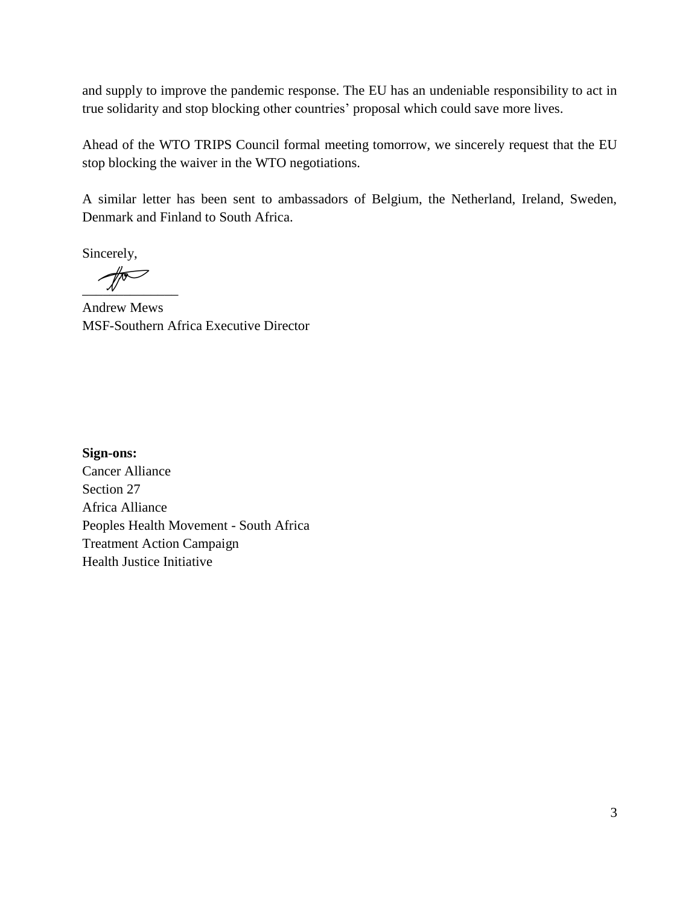and supply to improve the pandemic response. The EU has an undeniable responsibility to act in true solidarity and stop blocking other countries' proposal which could save more lives.

Ahead of the WTO TRIPS Council formal meeting tomorrow, we sincerely request that the EU stop blocking the waiver in the WTO negotiations.

A similar letter has been sent to ambassadors of Belgium, the Netherland, Ireland, Sweden, Denmark and Finland to South Africa.

Sincerely,

Andrew Mews
MSF-Southern Africa Executive Director

**Sign-ons:**
Cancer Alliance
Section 27
Africa Alliance
Peoples Health Movement - South Africa
Treatment Action Campaign
Health Justice Initiative